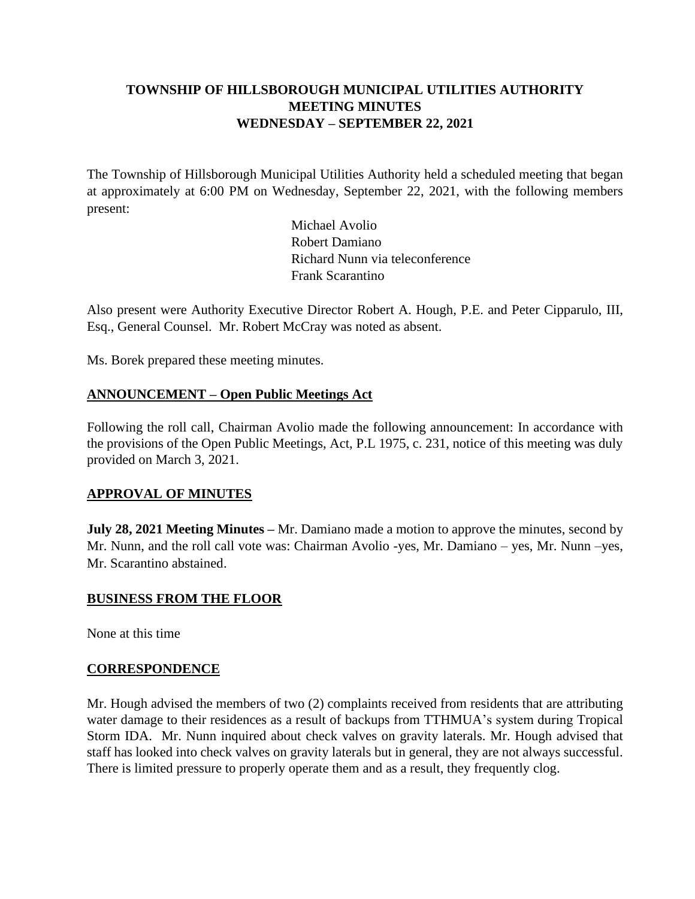**TOWNSHIP OF HILLSBOROUGH MUNICIPAL UTILITIES AUTHORITY**
**MEETING MINUTES**
**WEDNESDAY – SEPTEMBER 22, 2021**

The Township of Hillsborough Municipal Utilities Authority held a scheduled meeting that began at approximately at 6:00 PM on Wednesday, September 22, 2021, with the following members present:

Michael Avolio
Robert Damiano
Richard Nunn via teleconference
Frank Scarantino

Also present were Authority Executive Director Robert A. Hough, P.E. and Peter Cipparulo, III, Esq., General Counsel. Mr. Robert McCray was noted as absent.

Ms. Borek prepared these meeting minutes.

## ANNOUNCEMENT – Open Public Meetings Act

Following the roll call, Chairman Avolio made the following announcement: In accordance with the provisions of the Open Public Meetings, Act, P.L 1975, c. 231, notice of this meeting was duly provided on March 3, 2021.

## APPROVAL OF MINUTES

**July 28, 2021 Meeting Minutes –** Mr. Damiano made a motion to approve the minutes, second by Mr. Nunn, and the roll call vote was: Chairman Avolio -yes, Mr. Damiano – yes, Mr. Nunn –yes, Mr. Scarantino abstained.

## BUSINESS FROM THE FLOOR

None at this time

## CORRESPONDENCE

Mr. Hough advised the members of two (2) complaints received from residents that are attributing water damage to their residences as a result of backups from TTHMUA's system during Tropical Storm IDA. Mr. Nunn inquired about check valves on gravity laterals. Mr. Hough advised that staff has looked into check valves on gravity laterals but in general, they are not always successful. There is limited pressure to properly operate them and as a result, they frequently clog.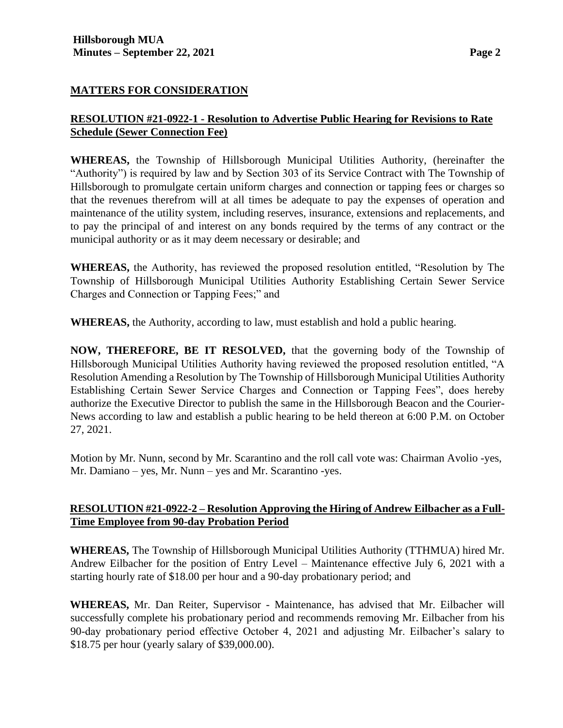## MATTERS FOR CONSIDERATION

### RESOLUTION #21-0922-1 - Resolution to Advertise Public Hearing for Revisions to Rate Schedule (Sewer Connection Fee)

**WHEREAS,** the Township of Hillsborough Municipal Utilities Authority, (hereinafter the "Authority") is required by law and by Section 303 of its Service Contract with The Township of Hillsborough to promulgate certain uniform charges and connection or tapping fees or charges so that the revenues therefrom will at all times be adequate to pay the expenses of operation and maintenance of the utility system, including reserves, insurance, extensions and replacements, and to pay the principal of and interest on any bonds required by the terms of any contract or the municipal authority or as it may deem necessary or desirable; and

**WHEREAS,** the Authority, has reviewed the proposed resolution entitled, "Resolution by The Township of Hillsborough Municipal Utilities Authority Establishing Certain Sewer Service Charges and Connection or Tapping Fees;" and

**WHEREAS,** the Authority, according to law, must establish and hold a public hearing.

**NOW, THEREFORE, BE IT RESOLVED,** that the governing body of the Township of Hillsborough Municipal Utilities Authority having reviewed the proposed resolution entitled, "A Resolution Amending a Resolution by The Township of Hillsborough Municipal Utilities Authority Establishing Certain Sewer Service Charges and Connection or Tapping Fees", does hereby authorize the Executive Director to publish the same in the Hillsborough Beacon and the Courier-News according to law and establish a public hearing to be held thereon at 6:00 P.M. on October 27, 2021.

Motion by Mr. Nunn, second by Mr. Scarantino and the roll call vote was: Chairman Avolio -yes, Mr. Damiano – yes, Mr. Nunn – yes and Mr. Scarantino -yes.

### RESOLUTION #21-0922-2 – Resolution Approving the Hiring of Andrew Eilbacher as a Full-Time Employee from 90-day Probation Period

**WHEREAS,** The Township of Hillsborough Municipal Utilities Authority (TTHMUA) hired Mr. Andrew Eilbacher for the position of Entry Level – Maintenance effective July 6, 2021 with a starting hourly rate of $18.00 per hour and a 90-day probationary period; and

**WHEREAS,** Mr. Dan Reiter, Supervisor - Maintenance, has advised that Mr. Eilbacher will successfully complete his probationary period and recommends removing Mr. Eilbacher from his 90-day probationary period effective October 4, 2021 and adjusting Mr. Eilbacher's salary to $18.75 per hour (yearly salary of $39,000.00).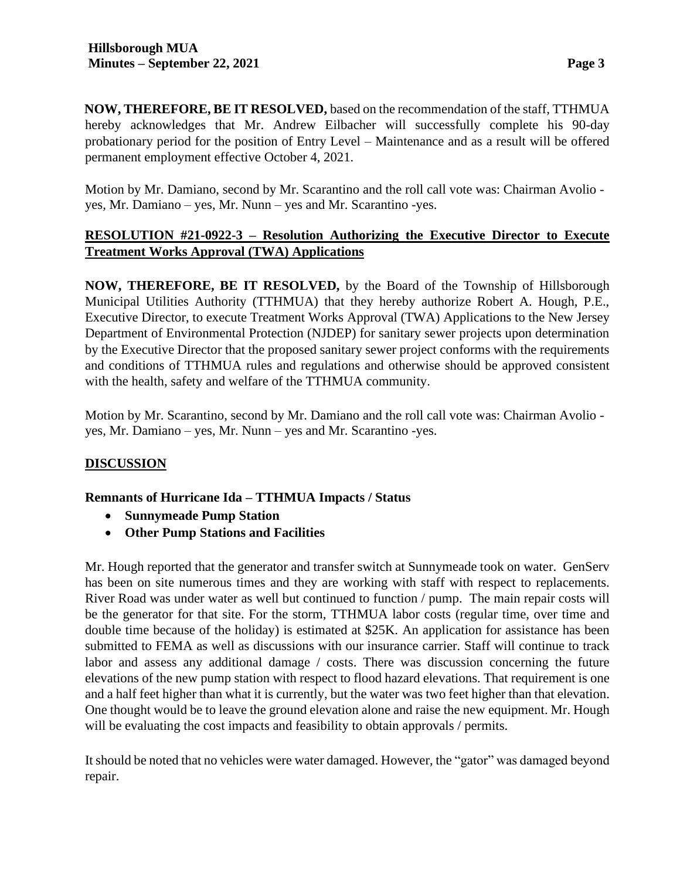**NOW, THEREFORE, BE IT RESOLVED,** based on the recommendation of the staff, TTHMUA hereby acknowledges that Mr. Andrew Eilbacher will successfully complete his 90-day probationary period for the position of Entry Level – Maintenance and as a result will be offered permanent employment effective October 4, 2021.

Motion by Mr. Damiano, second by Mr. Scarantino and the roll call vote was: Chairman Avolio - yes, Mr. Damiano – yes, Mr. Nunn – yes and Mr. Scarantino -yes.

**RESOLUTION #21-0922-3 – Resolution Authorizing the Executive Director to Execute Treatment Works Approval (TWA) Applications**

**NOW, THEREFORE, BE IT RESOLVED,** by the Board of the Township of Hillsborough Municipal Utilities Authority (TTHMUA) that they hereby authorize Robert A. Hough, P.E., Executive Director, to execute Treatment Works Approval (TWA) Applications to the New Jersey Department of Environmental Protection (NJDEP) for sanitary sewer projects upon determination by the Executive Director that the proposed sanitary sewer project conforms with the requirements and conditions of TTHMUA rules and regulations and otherwise should be approved consistent with the health, safety and welfare of the TTHMUA community.

Motion by Mr. Scarantino, second by Mr. Damiano and the roll call vote was: Chairman Avolio - yes, Mr. Damiano – yes, Mr. Nunn – yes and Mr. Scarantino -yes.

## DISCUSSION

**Remnants of Hurricane Ida – TTHMUA Impacts / Status**

- **Sunnymeade Pump Station**
- **Other Pump Stations and Facilities**

Mr. Hough reported that the generator and transfer switch at Sunnymeade took on water. GenServ has been on site numerous times and they are working with staff with respect to replacements. River Road was under water as well but continued to function / pump. The main repair costs will be the generator for that site. For the storm, TTHMUA labor costs (regular time, over time and double time because of the holiday) is estimated at $25K. An application for assistance has been submitted to FEMA as well as discussions with our insurance carrier. Staff will continue to track labor and assess any additional damage / costs. There was discussion concerning the future elevations of the new pump station with respect to flood hazard elevations. That requirement is one and a half feet higher than what it is currently, but the water was two feet higher than that elevation. One thought would be to leave the ground elevation alone and raise the new equipment. Mr. Hough will be evaluating the cost impacts and feasibility to obtain approvals / permits.

It should be noted that no vehicles were water damaged. However, the "gator" was damaged beyond repair.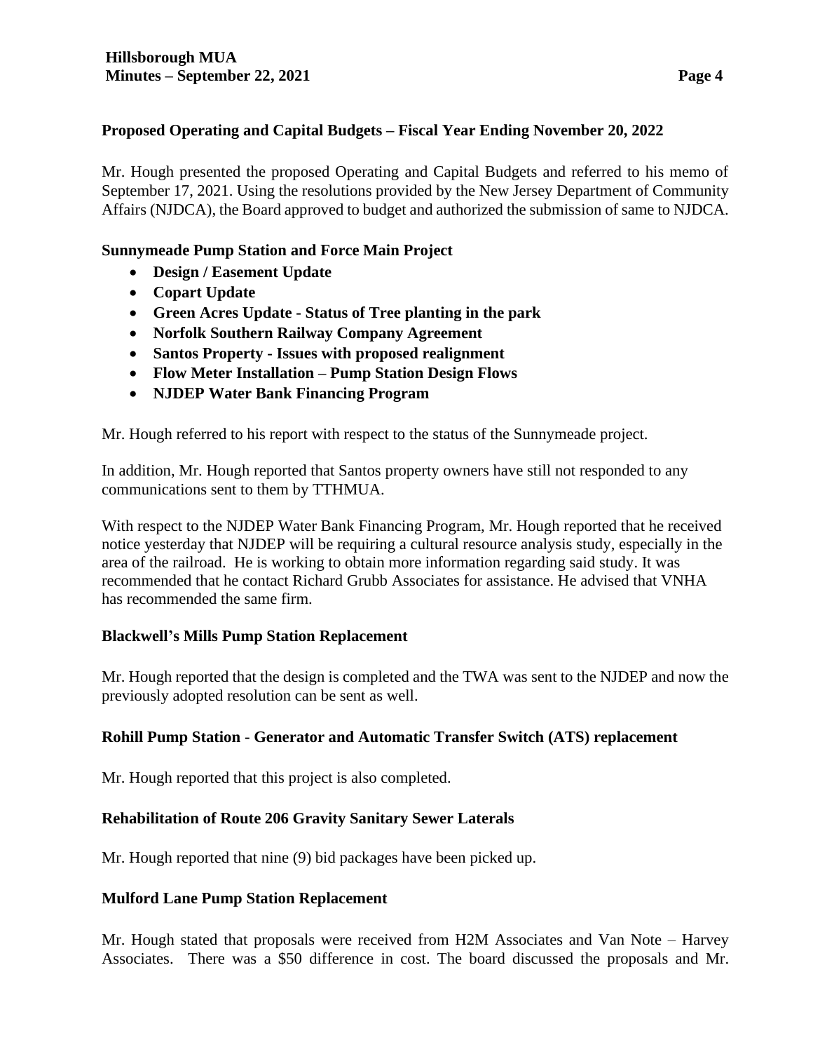**Proposed Operating and Capital Budgets – Fiscal Year Ending November 20, 2022**

Mr. Hough presented the proposed Operating and Capital Budgets and referred to his memo of September 17, 2021. Using the resolutions provided by the New Jersey Department of Community Affairs (NJDCA), the Board approved to budget and authorized the submission of same to NJDCA.

**Sunnymeade Pump Station and Force Main Project**

- **Design / Easement Update**
- **Copart Update**
- **Green Acres Update - Status of Tree planting in the park**
- **Norfolk Southern Railway Company Agreement**
- **Santos Property - Issues with proposed realignment**
- **Flow Meter Installation – Pump Station Design Flows**
- **NJDEP Water Bank Financing Program**

Mr. Hough referred to his report with respect to the status of the Sunnymeade project.

In addition, Mr. Hough reported that Santos property owners have still not responded to any communications sent to them by TTHMUA.

With respect to the NJDEP Water Bank Financing Program, Mr. Hough reported that he received notice yesterday that NJDEP will be requiring a cultural resource analysis study, especially in the area of the railroad. He is working to obtain more information regarding said study. It was recommended that he contact Richard Grubb Associates for assistance. He advised that VNHA has recommended the same firm.

**Blackwell's Mills Pump Station Replacement**

Mr. Hough reported that the design is completed and the TWA was sent to the NJDEP and now the previously adopted resolution can be sent as well.

**Rohill Pump Station - Generator and Automatic Transfer Switch (ATS) replacement**

Mr. Hough reported that this project is also completed.

**Rehabilitation of Route 206 Gravity Sanitary Sewer Laterals**

Mr. Hough reported that nine (9) bid packages have been picked up.

**Mulford Lane Pump Station Replacement**

Mr. Hough stated that proposals were received from H2M Associates and Van Note – Harvey Associates. There was a $50 difference in cost. The board discussed the proposals and Mr.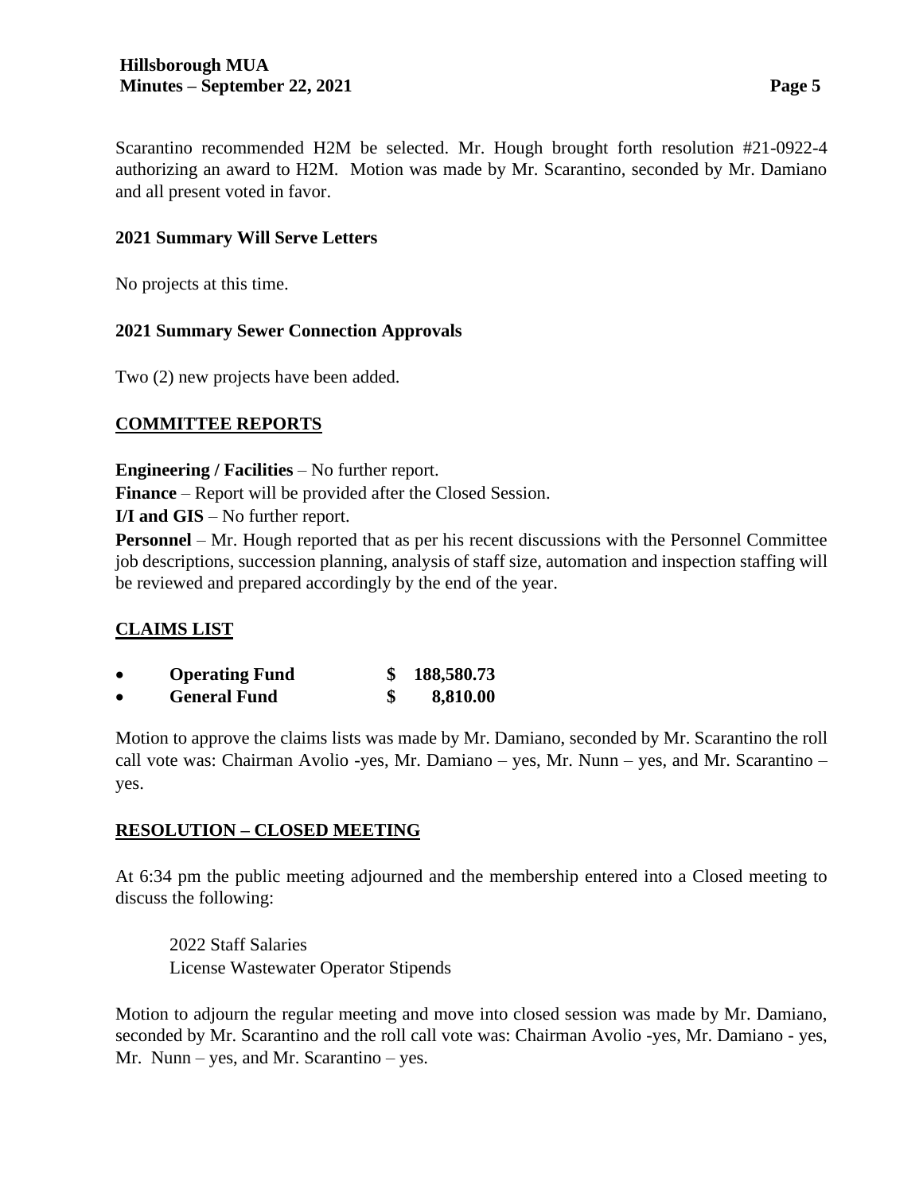Scarantino recommended H2M be selected. Mr. Hough brought forth resolution #21-0922-4 authorizing an award to H2M. Motion was made by Mr. Scarantino, seconded by Mr. Damiano and all present voted in favor.

**2021 Summary Will Serve Letters**

No projects at this time.

**2021 Summary Sewer Connection Approvals**

Two (2) new projects have been added.

## COMMITTEE REPORTS

**Engineering / Facilities** – No further report.
**Finance** – Report will be provided after the Closed Session.
**I/I and GIS** – No further report.
**Personnel** – Mr. Hough reported that as per his recent discussions with the Personnel Committee job descriptions, succession planning, analysis of staff size, automation and inspection staffing will be reviewed and prepared accordingly by the end of the year.

## CLAIMS LIST

- **Operating Fund** **$ 188,580.73**
- **General Fund** **$ 8,810.00**

Motion to approve the claims lists was made by Mr. Damiano, seconded by Mr. Scarantino the roll call vote was: Chairman Avolio -yes, Mr. Damiano – yes, Mr. Nunn – yes, and Mr. Scarantino – yes.

## RESOLUTION – CLOSED MEETING

At 6:34 pm the public meeting adjourned and the membership entered into a Closed meeting to discuss the following:

2022 Staff Salaries
License Wastewater Operator Stipends

Motion to adjourn the regular meeting and move into closed session was made by Mr. Damiano, seconded by Mr. Scarantino and the roll call vote was: Chairman Avolio -yes, Mr. Damiano - yes, Mr. Nunn – yes, and Mr. Scarantino – yes.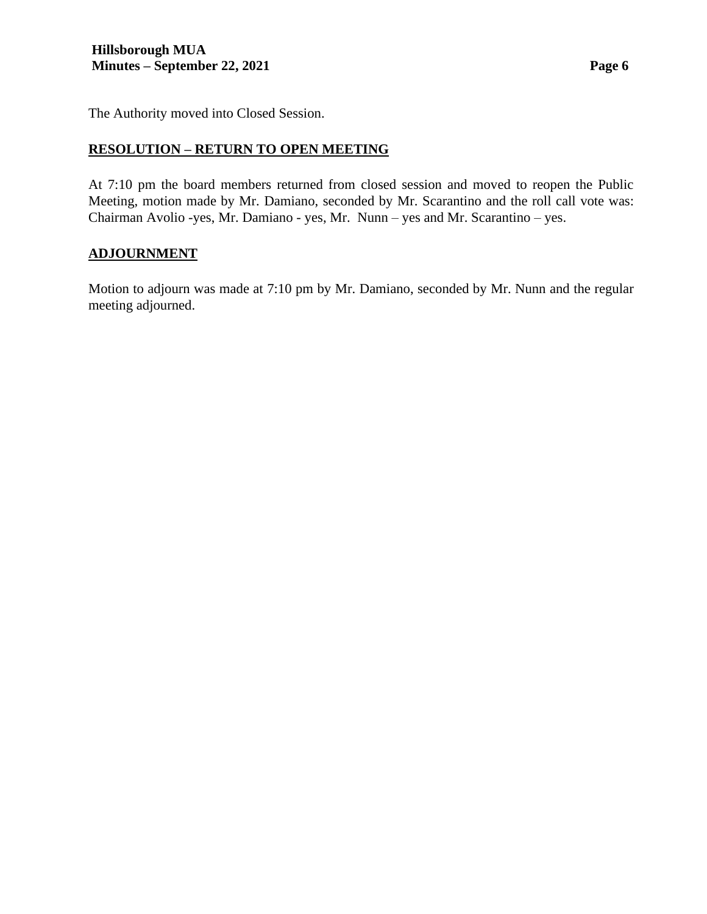The Authority moved into Closed Session.

## RESOLUTION – RETURN TO OPEN MEETING

At 7:10 pm the board members returned from closed session and moved to reopen the Public Meeting, motion made by Mr. Damiano, seconded by Mr. Scarantino and the roll call vote was: Chairman Avolio -yes, Mr. Damiano - yes, Mr. Nunn – yes and Mr. Scarantino – yes.

## ADJOURNMENT

Motion to adjourn was made at 7:10 pm by Mr. Damiano, seconded by Mr. Nunn and the regular meeting adjourned.